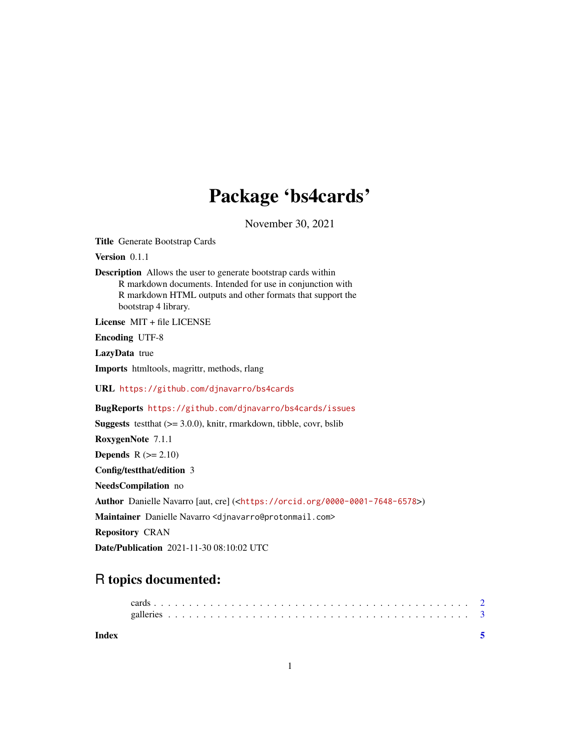# Package 'bs4cards'

November 30, 2021

**Title** Generate Bootstrap Cards

**Version** 0.1.1

**Description** Allows the user to generate bootstrap cards within R markdown documents. Intended for use in conjunction with R markdown HTML outputs and other formats that support the bootstrap 4 library.

**License** MIT + file LICENSE

**Encoding** UTF-8

**LazyData** true

**Imports** htmltools, magrittr, methods, rlang

**URL** https://github.com/djnavarro/bs4cards

**BugReports** https://github.com/djnavarro/bs4cards/issues

**Suggests** testthat (>= 3.0.0), knitr, rmarkdown, tibble, covr, bslib

**RoxygenNote** 7.1.1

**Depends** R (>= 2.10)

**Config/testthat/edition** 3

**NeedsCompilation** no

**Author** Danielle Navarro [aut, cre] (<https://orcid.org/0000-0001-7648-6578>)

**Maintainer** Danielle Navarro <djnavarro@protonmail.com>

**Repository** CRAN

**Date/Publication** 2021-11-30 08:10:02 UTC

## R topics documented:

- cards . . . . . . . . . . . . . . . . . . . . . . . . . . . . . . . . . . . . . . . . . . 2
- galleries . . . . . . . . . . . . . . . . . . . . . . . . . . . . . . . . . . . . . . . . 3

**Index** 5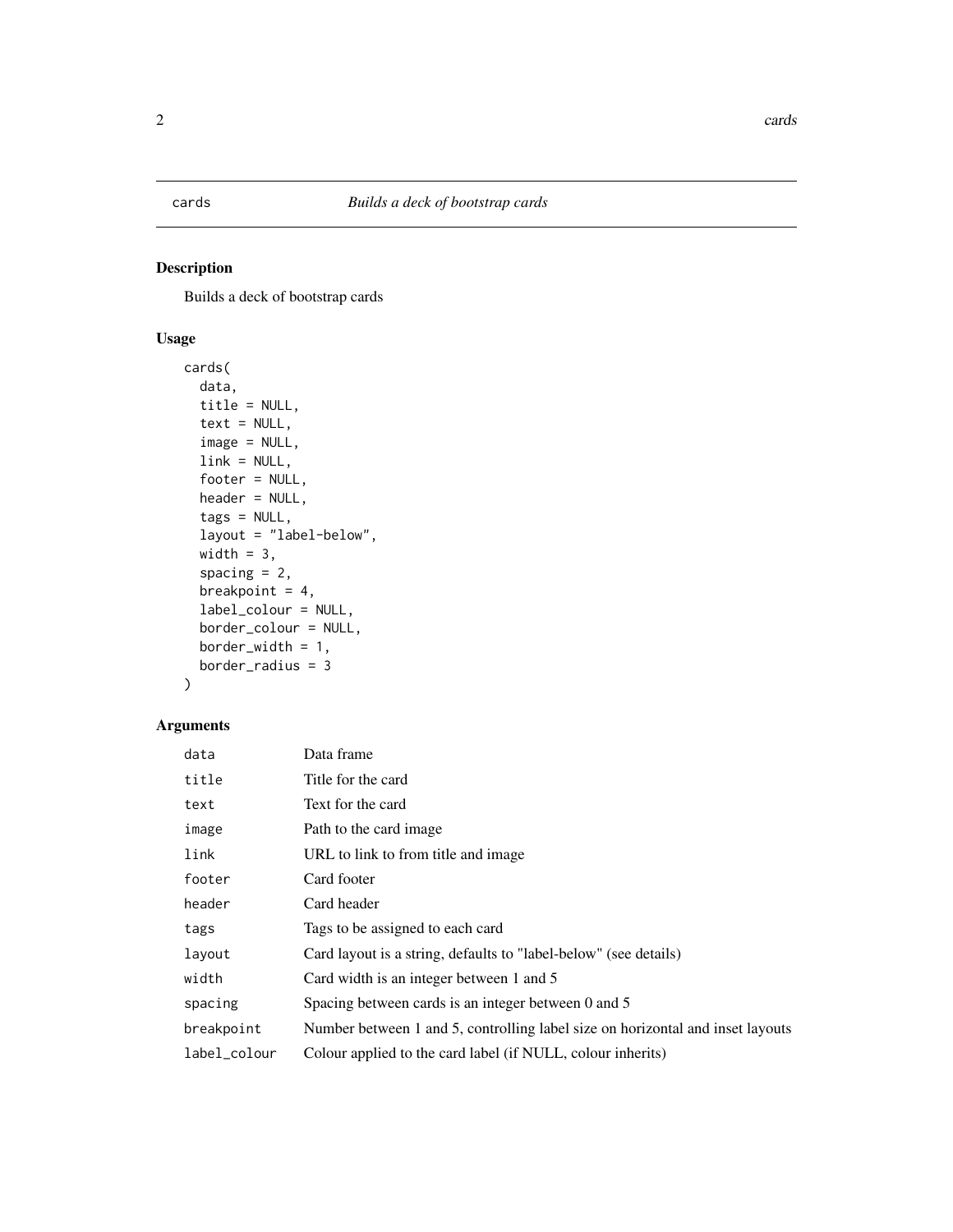# cards — *Builds a deck of bootstrap cards*

## Description

Builds a deck of bootstrap cards

## Usage

```
cards(
  data,
  title = NULL,
  text = NULL,
  image = NULL,
  link = NULL,
  footer = NULL,
  header = NULL,
  tags = NULL,
  layout = "label-below",
  width = 3,
  spacing = 2,
  breakpoint = 4,
  label_colour = NULL,
  border_colour = NULL,
  border_width = 1,
  border_radius = 3
)
```

## Arguments

| Argument | Description |
|---|---|
| `data` | Data frame |
| `title` | Title for the card |
| `text` | Text for the card |
| `image` | Path to the card image |
| `link` | URL to link to from title and image |
| `footer` | Card footer |
| `header` | Card header |
| `tags` | Tags to be assigned to each card |
| `layout` | Card layout is a string, defaults to "label-below" (see details) |
| `width` | Card width is an integer between 1 and 5 |
| `spacing` | Spacing between cards is an integer between 0 and 5 |
| `breakpoint` | Number between 1 and 5, controlling label size on horizontal and inset layouts |
| `label_colour` | Colour applied to the card label (if NULL, colour inherits) |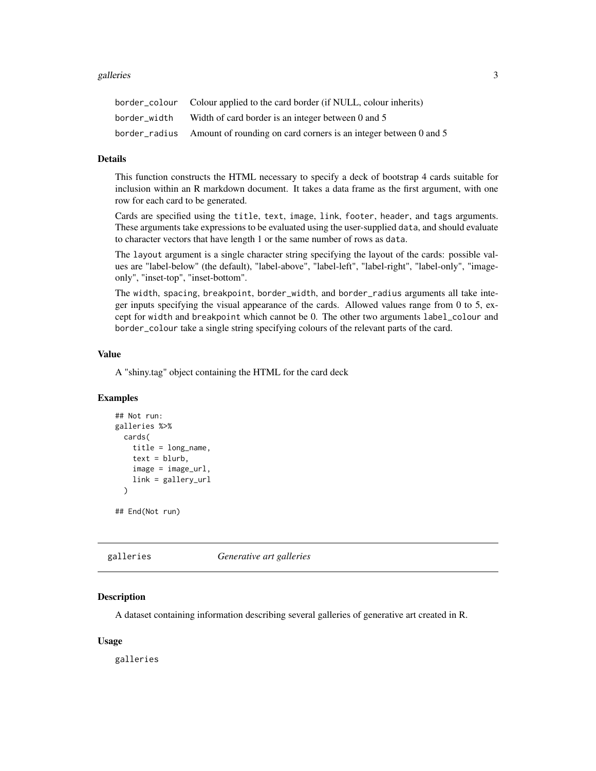| | |
|---|---|
| `border_colour` | Colour applied to the card border (if NULL, colour inherits) |
| `border_width` | Width of card border is an integer between 0 and 5 |
| `border_radius` | Amount of rounding on card corners is an integer between 0 and 5 |

### Details

This function constructs the HTML necessary to specify a deck of bootstrap 4 cards suitable for inclusion within an R markdown document. It takes a data frame as the first argument, with one row for each card to be generated.

Cards are specified using the `title`, `text`, `image`, `link`, `footer`, `header`, and `tags` arguments. These arguments take expressions to be evaluated using the user-supplied `data`, and should evaluate to character vectors that have length 1 or the same number of rows as `data`.

The `layout` argument is a single character string specifying the layout of the cards: possible values are "label-below" (the default), "label-above", "label-left", "label-right", "label-only", "image-only", "inset-top", "inset-bottom".

The `width`, `spacing`, `breakpoint`, `border_width`, and `border_radius` arguments all take integer inputs specifying the visual appearance of the cards. Allowed values range from 0 to 5, except for `width` and `breakpoint` which cannot be 0. The other two arguments `label_colour` and `border_colour` take a single string specifying colours of the relevant parts of the card.

### Value

A "shiny.tag" object containing the HTML for the card deck

### Examples

```
## Not run:
galleries %>%
  cards(
    title = long_name,
    text = blurb,
    image = image_url,
    link = gallery_url
  )

## End(Not run)
```

---

## galleries — *Generative art galleries*

---

### Description

A dataset containing information describing several galleries of generative art created in R.

### Usage

```
galleries
```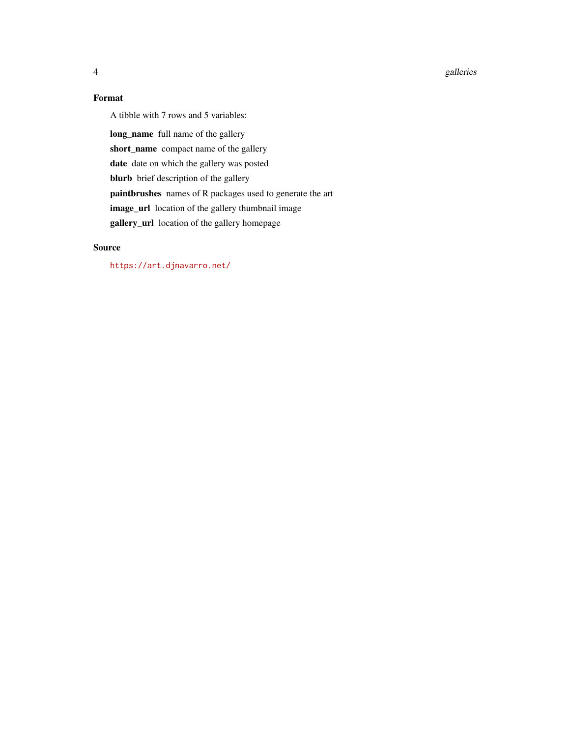## Format

A tibble with 7 rows and 5 variables:

**long_name** full name of the gallery

**short_name** compact name of the gallery

**date** date on which the gallery was posted

**blurb** brief description of the gallery

**paintbrushes** names of R packages used to generate the art

**image_url** location of the gallery thumbnail image

**gallery_url** location of the gallery homepage

## Source

https://art.djnavarro.net/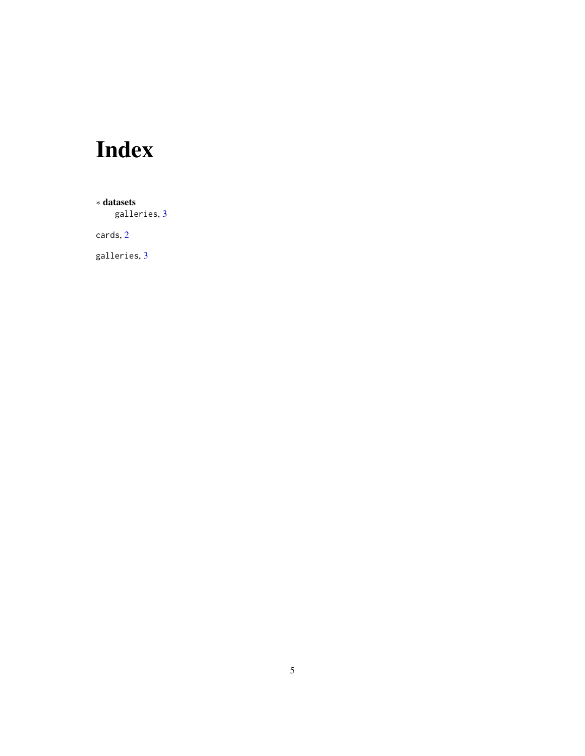# Index

* **datasets**
    - galleries, 3

cards, 2

galleries, 3